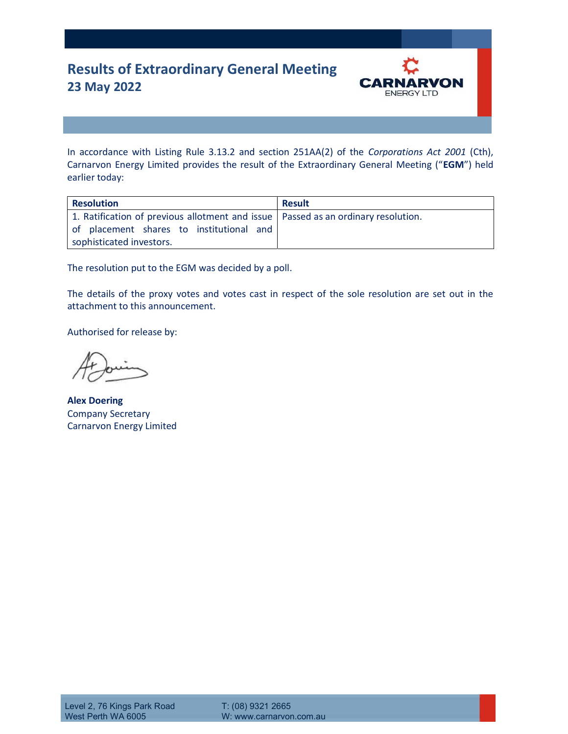# Results of Extraordinary General Meeting
## 23 May 2022

In accordance with Listing Rule 3.13.2 and section 251AA(2) of the *Corporations Act 2001* (Cth), Carnarvon Energy Limited provides the result of the Extraordinary General Meeting ("**EGM**") held earlier today:

| Resolution | Result |
|---|---|
| 1. Ratification of previous allotment and issue of placement shares to institutional and sophisticated investors. | Passed as an ordinary resolution. |

The resolution put to the EGM was decided by a poll.

The details of the proxy votes and votes cast in respect of the sole resolution are set out in the attachment to this announcement.

Authorised for release by:

**Alex Doering**
Company Secretary
Carnarvon Energy Limited

Level 2, 76 Kings Park Road
West Perth WA 6005

T: (08) 9321 2665
W: www.carnarvon.com.au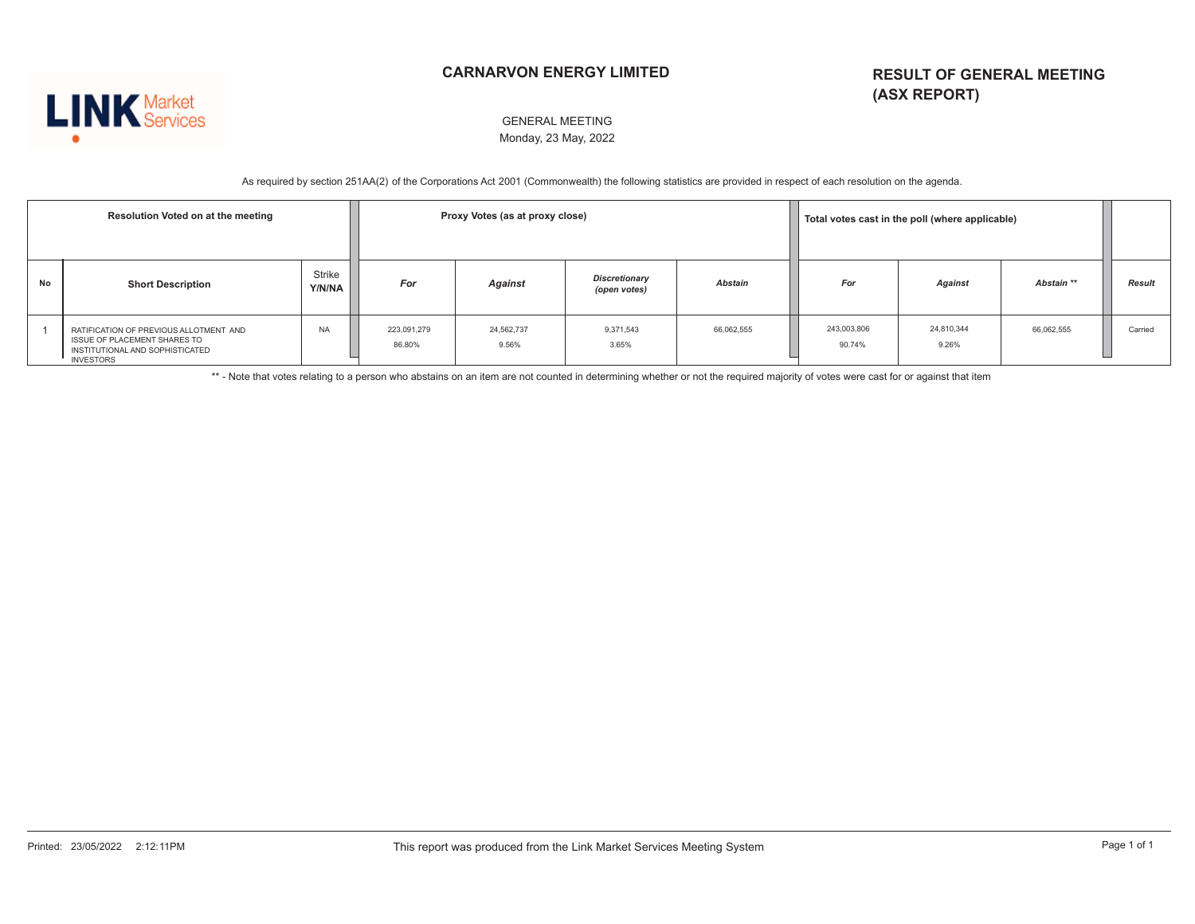**CARNARVON ENERGY LIMITED**

# RESULT OF GENERAL MEETING (ASX REPORT)

GENERAL MEETING
Monday, 23 May, 2022

As required by section 251AA(2) of the Corporations Act 2001 (Commonwealth) the following statistics are provided in respect of each resolution on the agenda.

| Resolution Voted on at the meeting | | | Proxy Votes (as at proxy close) | | | | Total votes cast in the poll (where applicable) | | | |
|---|---|---|---|---|---|---|---|---|---|---|
| No | Short Description | Strike Y/N/NA | *For* | *Against* | *Discretionary (open votes)* | *Abstain* | *For* | *Against* | *Abstain \*\** | *Result* |
| 1 | RATIFICATION OF PREVIOUS ALLOTMENT AND ISSUE OF PLACEMENT SHARES TO INSTITUTIONAL AND SOPHISTICATED INVESTORS | NA | 223,091,279<br>86.80% | 24,562,737<br>9.56% | 9,371,543<br>3.65% | 66,062,555 | 243,003,806<br>90.74% | 24,810,344<br>9.26% | 66,062,555 | Carried |

** - Note that votes relating to a person who abstains on an item are not counted in determining whether or not the required majority of votes were cast for or against that item

Printed: 23/05/2022 2:12:11PM

This report was produced from the Link Market Services Meeting System